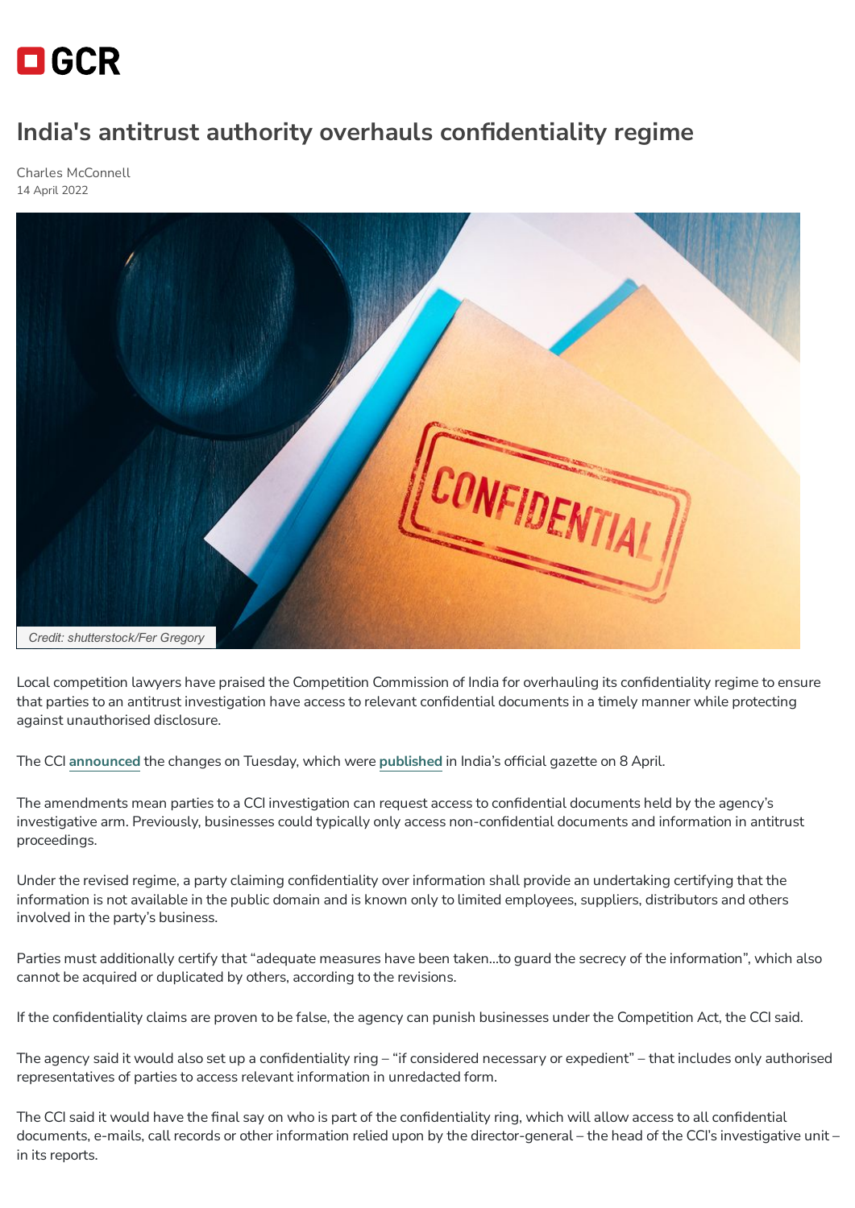# India's antitrust authority overhauls confidentiality regime

Charles McConnell
14 April 2022

Credit: shutterstock/Fer Gregory

Local competition lawyers have praised the Competition Commission of India for overhauling its confidentiality regime to ensure that parties to an antitrust investigation have access to relevant confidential documents in a timely manner while protecting against unauthorised disclosure.

The CCI **announced** the changes on Tuesday, which were **published** in India's official gazette on 8 April.

The amendments mean parties to a CCI investigation can request access to confidential documents held by the agency's investigative arm. Previously, businesses could typically only access non-confidential documents and information in antitrust proceedings.

Under the revised regime, a party claiming confidentiality over information shall provide an undertaking certifying that the information is not available in the public domain and is known only to limited employees, suppliers, distributors and others involved in the party's business.

Parties must additionally certify that "adequate measures have been taken…to guard the secrecy of the information", which also cannot be acquired or duplicated by others, according to the revisions.

If the confidentiality claims are proven to be false, the agency can punish businesses under the Competition Act, the CCI said.

The agency said it would also set up a confidentiality ring – "if considered necessary or expedient" – that includes only authorised representatives of parties to access relevant information in unredacted form.

The CCI said it would have the final say on who is part of the confidentiality ring, which will allow access to all confidential documents, e-mails, call records or other information relied upon by the director-general – the head of the CCI's investigative unit – in its reports.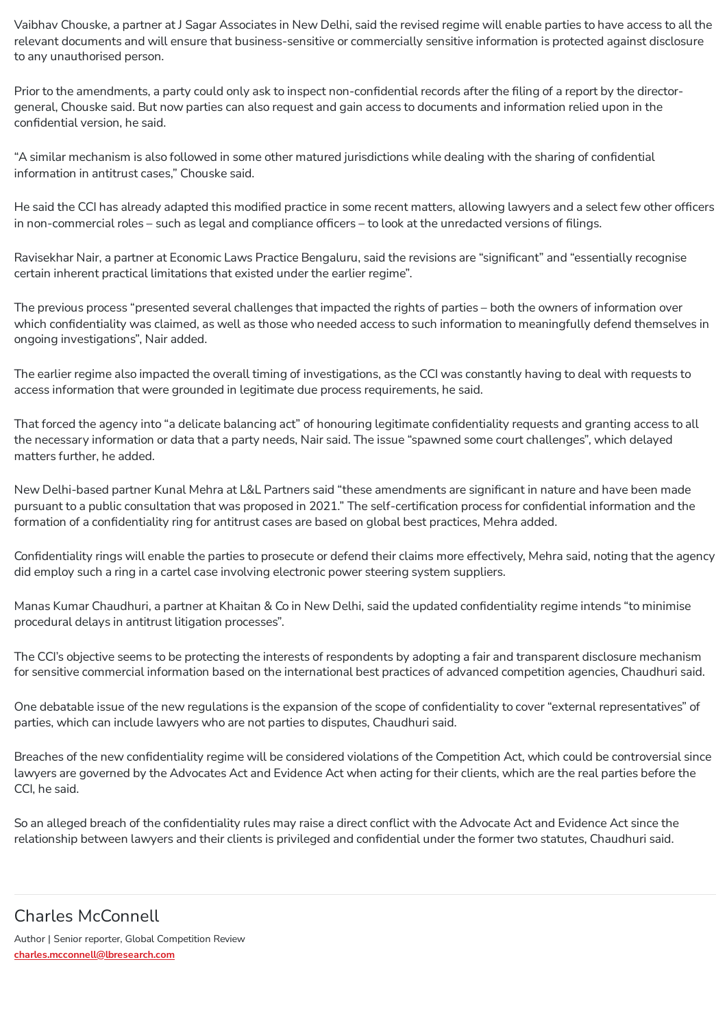Vaibhav Chouske, a partner at J Sagar Associates in New Delhi, said the revised regime will enable parties to have access to all the relevant documents and will ensure that business-sensitive or commercially sensitive information is protected against disclosure to any unauthorised person.

Prior to the amendments, a party could only ask to inspect non-confidential records after the filing of a report by the director-general, Chouske said. But now parties can also request and gain access to documents and information relied upon in the confidential version, he said.

"A similar mechanism is also followed in some other matured jurisdictions while dealing with the sharing of confidential information in antitrust cases," Chouske said.

He said the CCI has already adapted this modified practice in some recent matters, allowing lawyers and a select few other officers in non-commercial roles – such as legal and compliance officers – to look at the unredacted versions of filings.

Ravisekhar Nair, a partner at Economic Laws Practice Bengaluru, said the revisions are "significant" and "essentially recognise certain inherent practical limitations that existed under the earlier regime".

The previous process "presented several challenges that impacted the rights of parties – both the owners of information over which confidentiality was claimed, as well as those who needed access to such information to meaningfully defend themselves in ongoing investigations", Nair added.

The earlier regime also impacted the overall timing of investigations, as the CCI was constantly having to deal with requests to access information that were grounded in legitimate due process requirements, he said.

That forced the agency into "a delicate balancing act" of honouring legitimate confidentiality requests and granting access to all the necessary information or data that a party needs, Nair said. The issue "spawned some court challenges", which delayed matters further, he added.

New Delhi-based partner Kunal Mehra at L&L Partners said "these amendments are significant in nature and have been made pursuant to a public consultation that was proposed in 2021." The self-certification process for confidential information and the formation of a confidentiality ring for antitrust cases are based on global best practices, Mehra added.

Confidentiality rings will enable the parties to prosecute or defend their claims more effectively, Mehra said, noting that the agency did employ such a ring in a cartel case involving electronic power steering system suppliers.

Manas Kumar Chaudhuri, a partner at Khaitan & Co in New Delhi, said the updated confidentiality regime intends "to minimise procedural delays in antitrust litigation processes".

The CCI's objective seems to be protecting the interests of respondents by adopting a fair and transparent disclosure mechanism for sensitive commercial information based on the international best practices of advanced competition agencies, Chaudhuri said.

One debatable issue of the new regulations is the expansion of the scope of confidentiality to cover "external representatives" of parties, which can include lawyers who are not parties to disputes, Chaudhuri said.

Breaches of the new confidentiality regime will be considered violations of the Competition Act, which could be controversial since lawyers are governed by the Advocates Act and Evidence Act when acting for their clients, which are the real parties before the CCI, he said.

So an alleged breach of the confidentiality rules may raise a direct conflict with the Advocate Act and Evidence Act since the relationship between lawyers and their clients is privileged and confidential under the former two statutes, Chaudhuri said.

---

Charles McConnell

Author | Senior reporter, Global Competition Review

**charles.mcconnell@lbresearch.com**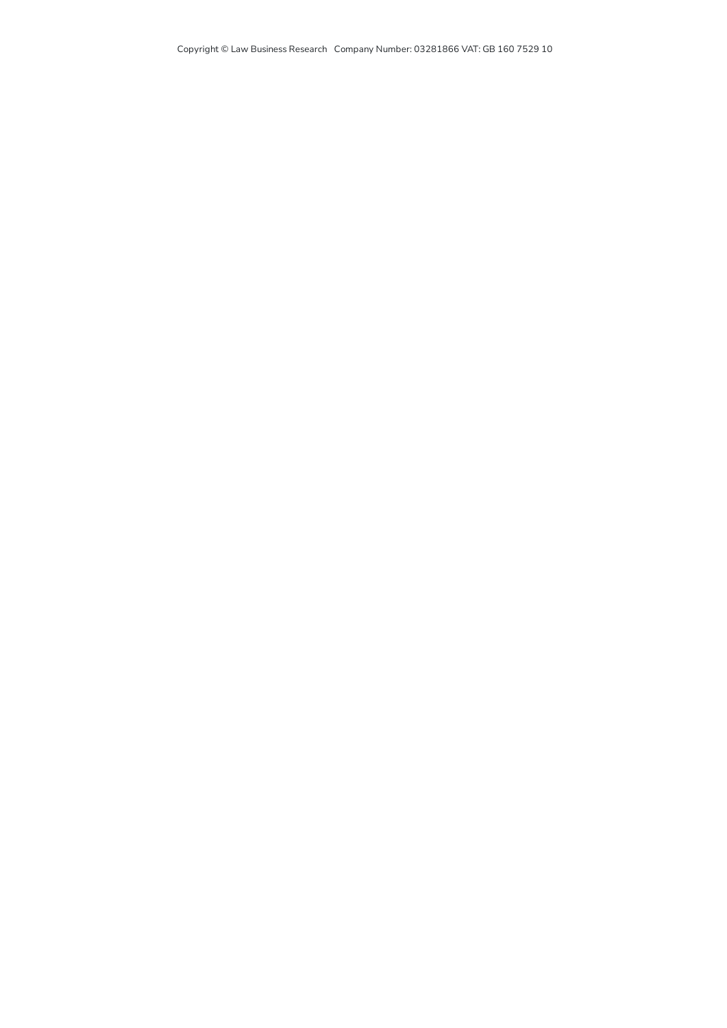Copyright © Law Business Research Company Number: 03281866 VAT: GB 160 7529 10